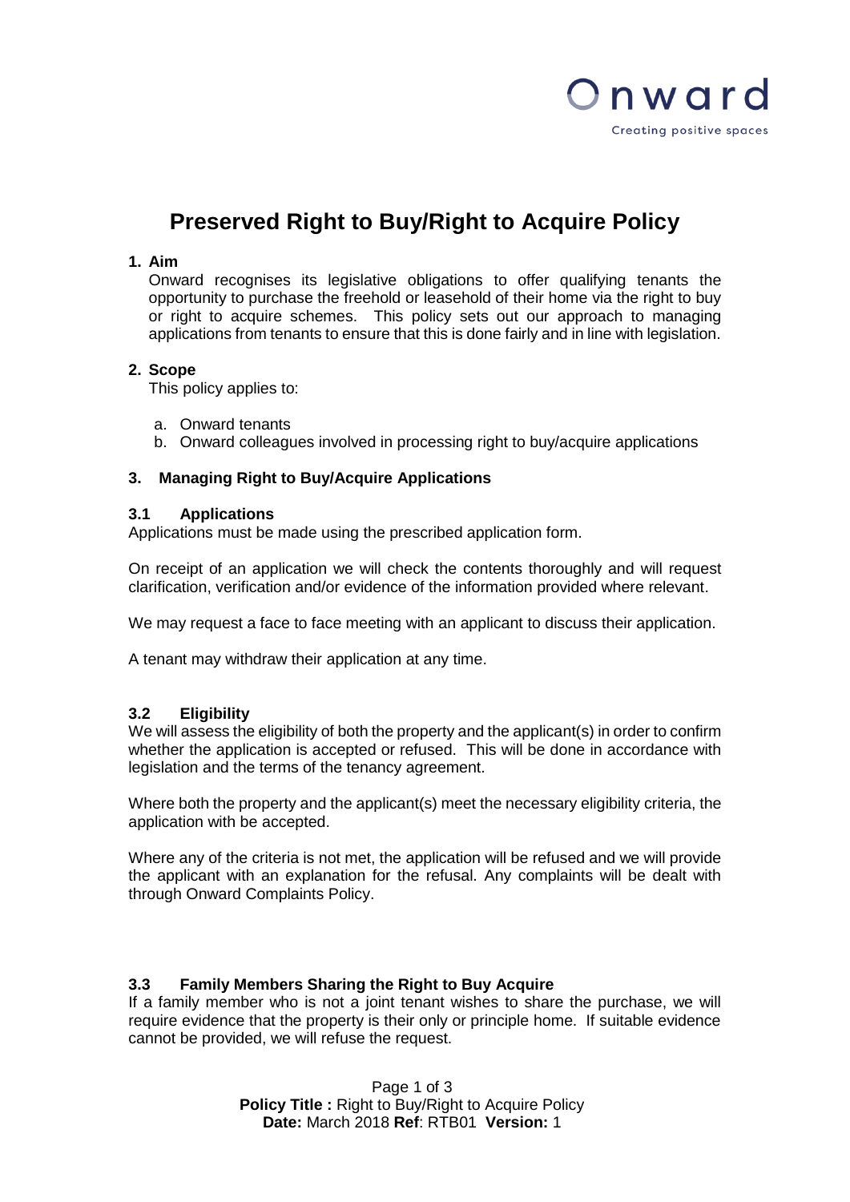# Preserved Right to Buy/Right to Acquire Policy

## 1. Aim

Onward recognises its legislative obligations to offer qualifying tenants the opportunity to purchase the freehold or leasehold of their home via the right to buy or right to acquire schemes. This policy sets out our approach to managing applications from tenants to ensure that this is done fairly and in line with legislation.

## 2. Scope

This policy applies to:

a. Onward tenants
b. Onward colleagues involved in processing right to buy/acquire applications

## 3. Managing Right to Buy/Acquire Applications

### 3.1 Applications

Applications must be made using the prescribed application form.

On receipt of an application we will check the contents thoroughly and will request clarification, verification and/or evidence of the information provided where relevant.

We may request a face to face meeting with an applicant to discuss their application.

A tenant may withdraw their application at any time.

### 3.2 Eligibility

We will assess the eligibility of both the property and the applicant(s) in order to confirm whether the application is accepted or refused. This will be done in accordance with legislation and the terms of the tenancy agreement.

Where both the property and the applicant(s) meet the necessary eligibility criteria, the application with be accepted.

Where any of the criteria is not met, the application will be refused and we will provide the applicant with an explanation for the refusal. Any complaints will be dealt with through Onward Complaints Policy.

### 3.3 Family Members Sharing the Right to Buy Acquire

If a family member who is not a joint tenant wishes to share the purchase, we will require evidence that the property is their only or principle home. If suitable evidence cannot be provided, we will refuse the request.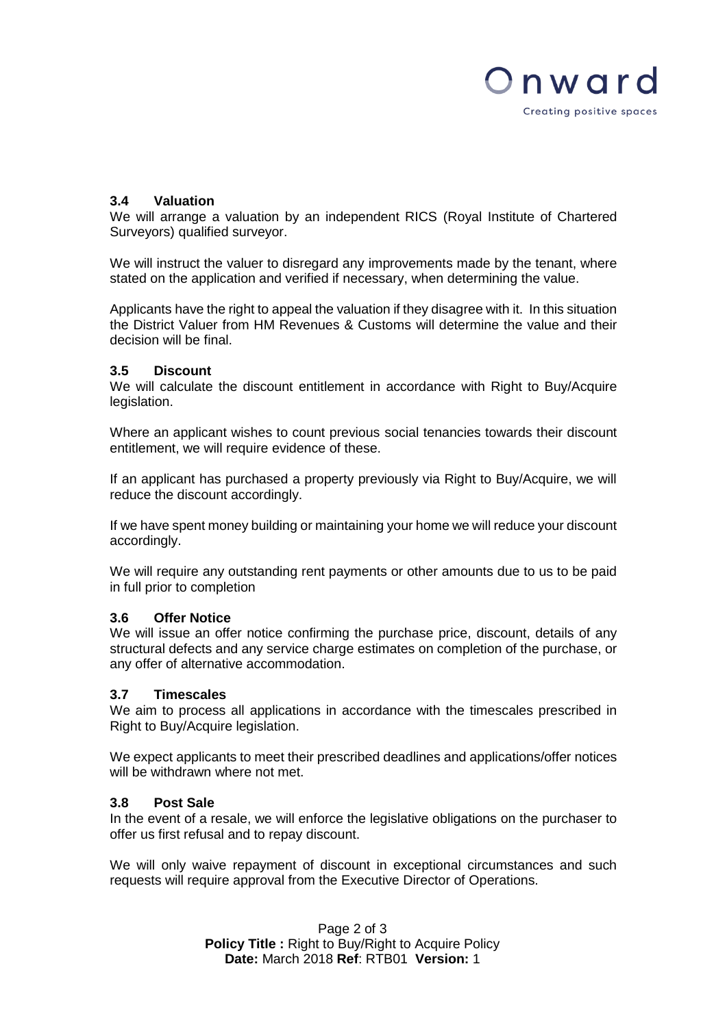### 3.4 Valuation

We will arrange a valuation by an independent RICS (Royal Institute of Chartered Surveyors) qualified surveyor.

We will instruct the valuer to disregard any improvements made by the tenant, where stated on the application and verified if necessary, when determining the value.

Applicants have the right to appeal the valuation if they disagree with it. In this situation the District Valuer from HM Revenues & Customs will determine the value and their decision will be final.

### 3.5 Discount

We will calculate the discount entitlement in accordance with Right to Buy/Acquire legislation.

Where an applicant wishes to count previous social tenancies towards their discount entitlement, we will require evidence of these.

If an applicant has purchased a property previously via Right to Buy/Acquire, we will reduce the discount accordingly.

If we have spent money building or maintaining your home we will reduce your discount accordingly.

We will require any outstanding rent payments or other amounts due to us to be paid in full prior to completion

### 3.6 Offer Notice

We will issue an offer notice confirming the purchase price, discount, details of any structural defects and any service charge estimates on completion of the purchase, or any offer of alternative accommodation.

### 3.7 Timescales

We aim to process all applications in accordance with the timescales prescribed in Right to Buy/Acquire legislation.

We expect applicants to meet their prescribed deadlines and applications/offer notices will be withdrawn where not met.

### 3.8 Post Sale

In the event of a resale, we will enforce the legislative obligations on the purchaser to offer us first refusal and to repay discount.

We will only waive repayment of discount in exceptional circumstances and such requests will require approval from the Executive Director of Operations.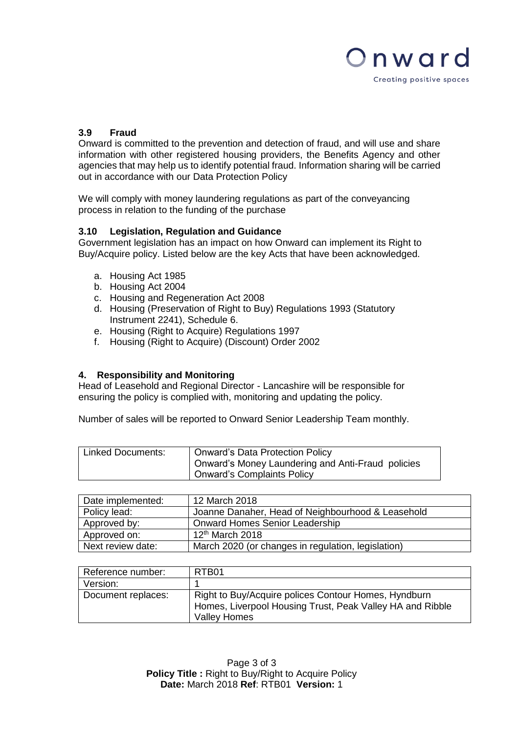### 3.9 Fraud

Onward is committed to the prevention and detection of fraud, and will use and share information with other registered housing providers, the Benefits Agency and other agencies that may help us to identify potential fraud. Information sharing will be carried out in accordance with our Data Protection Policy

We will comply with money laundering regulations as part of the conveyancing process in relation to the funding of the purchase

### 3.10 Legislation, Regulation and Guidance

Government legislation has an impact on how Onward can implement its Right to Buy/Acquire policy. Listed below are the key Acts that have been acknowledged.

a. Housing Act 1985
b. Housing Act 2004
c. Housing and Regeneration Act 2008
d. Housing (Preservation of Right to Buy) Regulations 1993 (Statutory Instrument 2241), Schedule 6.
e. Housing (Right to Acquire) Regulations 1997
f. Housing (Right to Acquire) (Discount) Order 2002

## 4. Responsibility and Monitoring

Head of Leasehold and Regional Director - Lancashire will be responsible for ensuring the policy is complied with, monitoring and updating the policy.

Number of sales will be reported to Onward Senior Leadership Team monthly.

| | |
|---|---|
| Linked Documents: | Onward's Data Protection Policy<br>Onward's Money Laundering and Anti-Fraud policies<br>Onward's Complaints Policy |

| | |
|---|---|
| Date implemented: | 12 March 2018 |
| Policy lead: | Joanne Danaher, Head of Neighbourhood & Leasehold |
| Approved by: | Onward Homes Senior Leadership |
| Approved on: | 12th March 2018 |
| Next review date: | March 2020 (or changes in regulation, legislation) |

| | |
|---|---|
| Reference number: | RTB01 |
| Version: | 1 |
| Document replaces: | Right to Buy/Acquire polices Contour Homes, Hyndburn Homes, Liverpool Housing Trust, Peak Valley HA and Ribble Valley Homes |